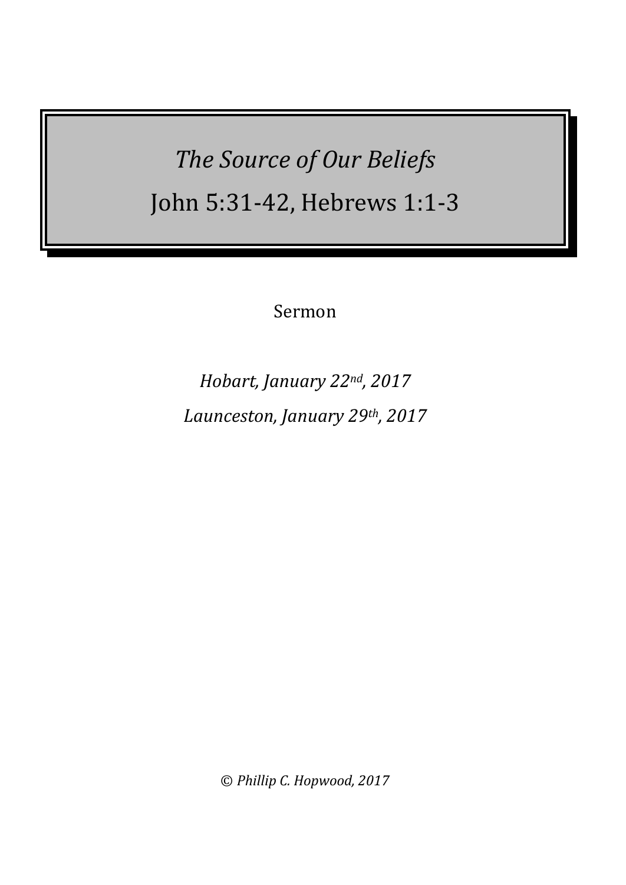# *The Source of Our Beliefs*

# John 5:31-42, Hebrews 1:1-3

Sermon

*Hobart, January 22nd, 2017*

*Launceston, January 29th, 2017*

© *Phillip C. Hopwood, 2017*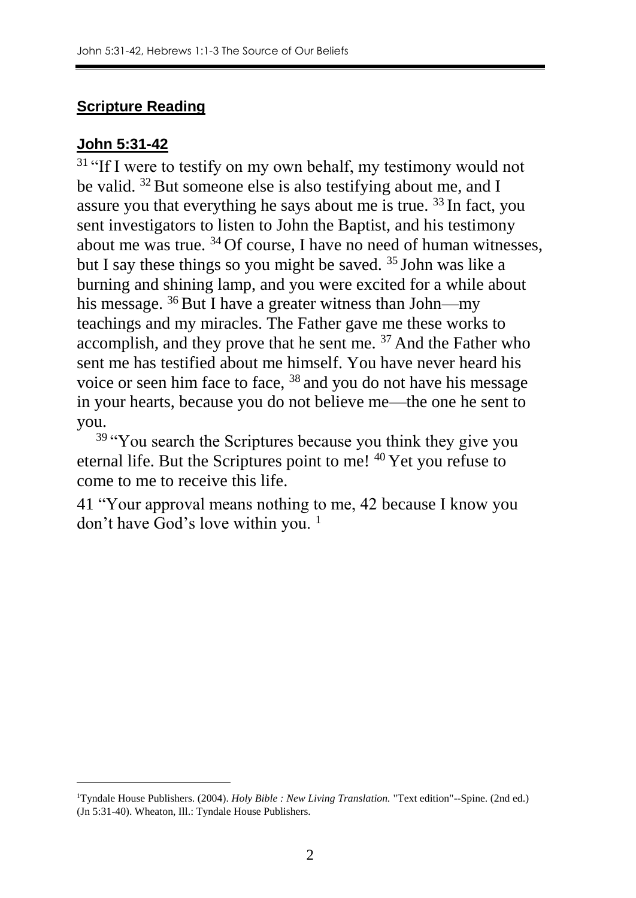## **Scripture Reading**

### **John 5:31-42**

[31] "If I were to testify on my own behalf, my testimony would not be valid. [32] But someone else is also testifying about me, and I assure you that everything he says about me is true. [33] In fact, you sent investigators to listen to John the Baptist, and his testimony about me was true. [34] Of course, I have no need of human witnesses, but I say these things so you might be saved. [35] John was like a burning and shining lamp, and you were excited for a while about his message. [36] But I have a greater witness than John—my teachings and my miracles. The Father gave me these works to accomplish, and they prove that he sent me. [37] And the Father who sent me has testified about me himself. You have never heard his voice or seen him face to face, [38] and you do not have his message in your hearts, because you do not believe me—the one he sent to you.

[39] "You search the Scriptures because you think they give you eternal life. But the Scriptures point to me! [40] Yet you refuse to come to me to receive this life.

41 "Your approval means nothing to me, 42 because I know you don't have God's love within you. [1]

---

[1]Tyndale House Publishers. (2004). *Holy Bible : New Living Translation.* "Text edition"--Spine. (2nd ed.) (Jn 5:31-40). Wheaton, Ill.: Tyndale House Publishers.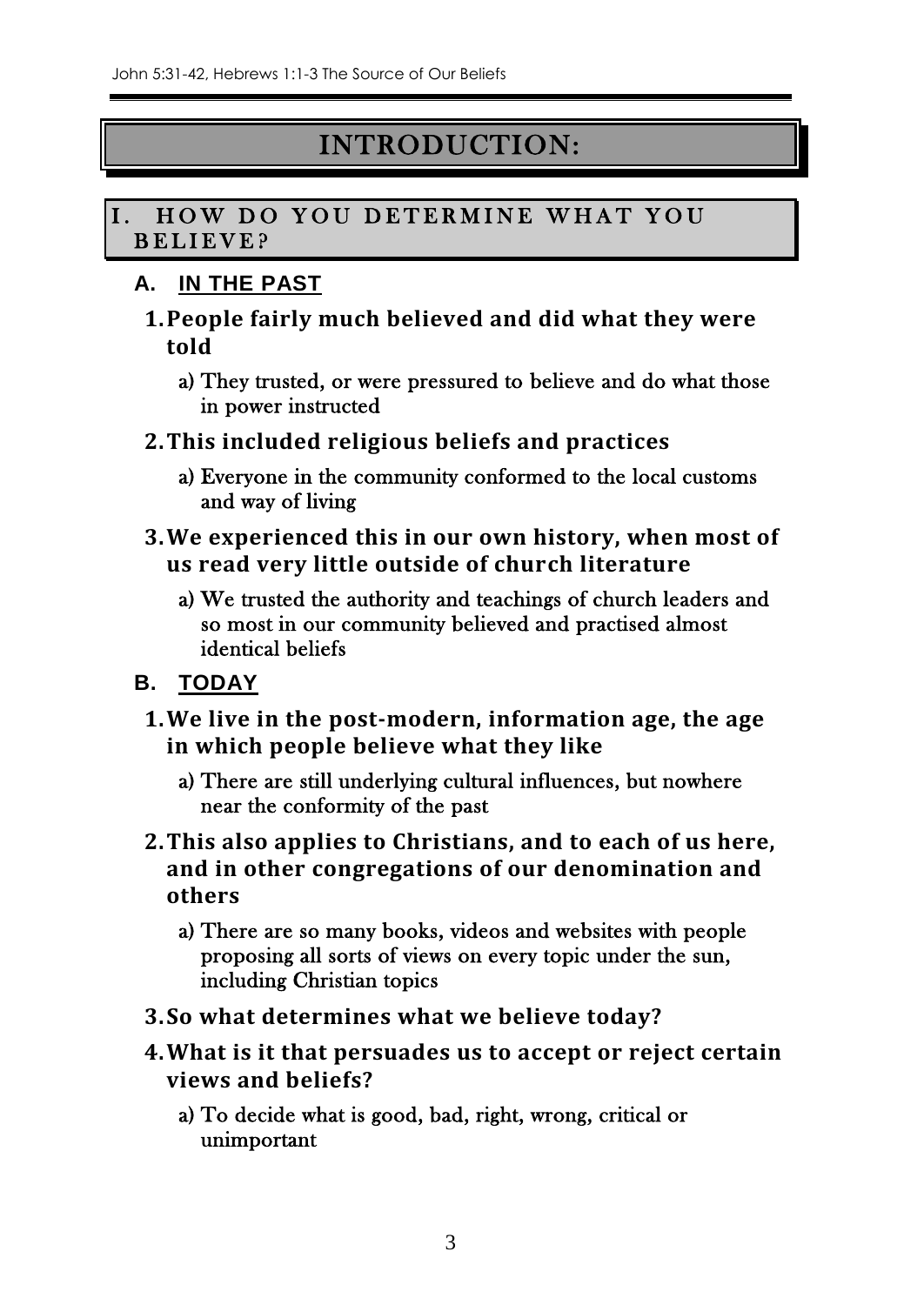# INTRODUCTION:

## I. HOW DO YOU DETERMINE WHAT YOU BELIEVE?

### A. IN THE PAST

1. **People fairly much believed and did what they were told**
   a) They trusted, or were pressured to believe and do what those in power instructed
2. **This included religious beliefs and practices**
   a) Everyone in the community conformed to the local customs and way of living
3. **We experienced this in our own history, when most of us read very little outside of church literature**
   a) We trusted the authority and teachings of church leaders and so most in our community believed and practised almost identical beliefs

### B. TODAY

1. **We live in the post-modern, information age, the age in which people believe what they like**
   a) There are still underlying cultural influences, but nowhere near the conformity of the past
2. **This also applies to Christians, and to each of us here, and in other congregations of our denomination and others**
   a) There are so many books, videos and websites with people proposing all sorts of views on every topic under the sun, including Christian topics
3. **So what determines what we believe today?**
4. **What is it that persuades us to accept or reject certain views and beliefs?**
   a) To decide what is good, bad, right, wrong, critical or unimportant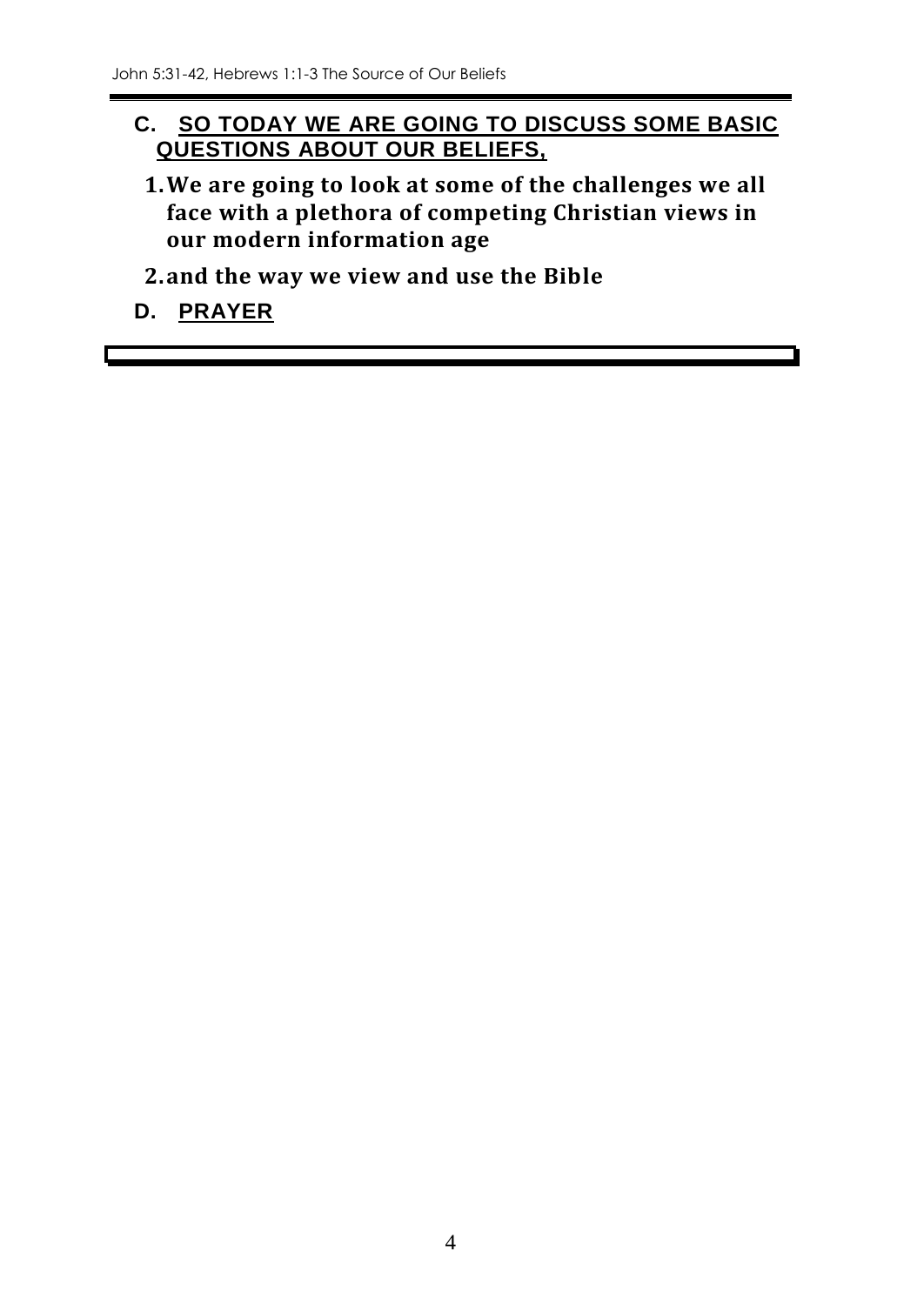## C. SO TODAY WE ARE GOING TO DISCUSS SOME BASIC QUESTIONS ABOUT OUR BELIEFS,

1. **We are going to look at some of the challenges we all face with a plethora of competing Christian views in our modern information age**
2. **and the way we view and use the Bible**

## D. PRAYER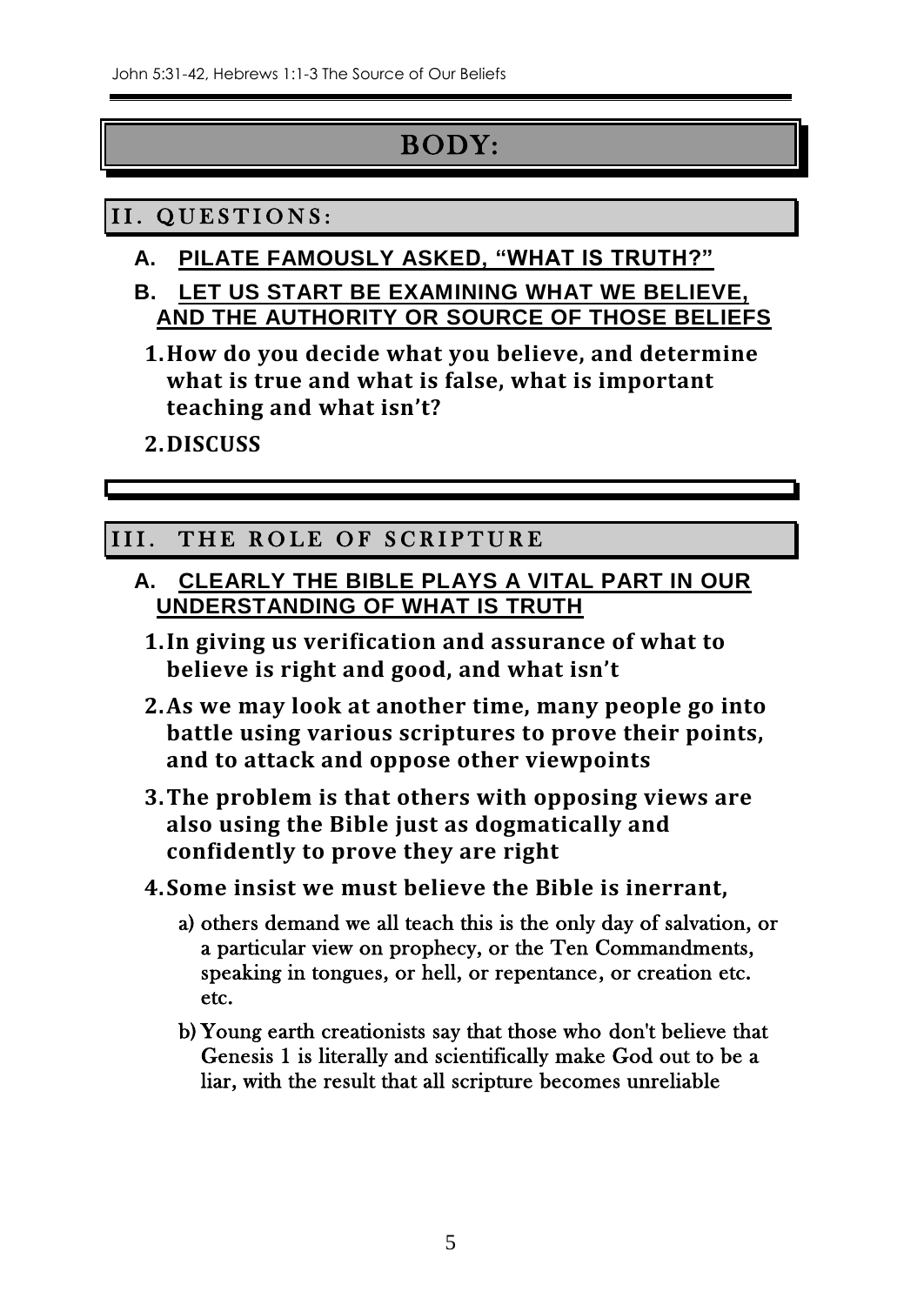# BODY:

## II. QUESTIONS:

### A. PILATE FAMOUSLY ASKED, "WHAT IS TRUTH?"

### B. LET US START BE EXAMINING WHAT WE BELIEVE, AND THE AUTHORITY OR SOURCE OF THOSE BELIEFS

1. **How do you decide what you believe, and determine what is true and what is false, what is important teaching and what isn't?**
2. **DISCUSS**

## III. THE ROLE OF SCRIPTURE

### A. CLEARLY THE BIBLE PLAYS A VITAL PART IN OUR UNDERSTANDING OF WHAT IS TRUTH

1. **In giving us verification and assurance of what to believe is right and good, and what isn't**
2. **As we may look at another time, many people go into battle using various scriptures to prove their points, and to attack and oppose other viewpoints**
3. **The problem is that others with opposing views are also using the Bible just as dogmatically and confidently to prove they are right**
4. **Some insist we must believe the Bible is inerrant,**
   a) others demand we all teach this is the only day of salvation, or a particular view on prophecy, or the Ten Commandments, speaking in tongues, or hell, or repentance, or creation etc. etc.
   b) Young earth creationists say that those who don't believe that Genesis 1 is literally and scientifically make God out to be a liar, with the result that all scripture becomes unreliable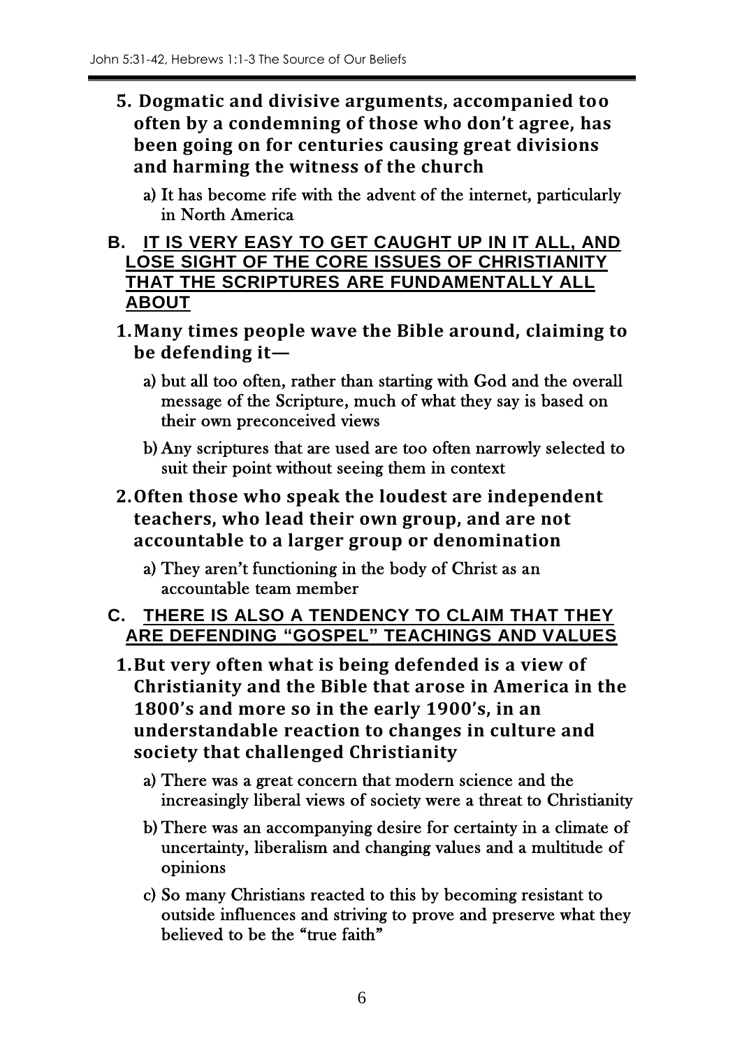5. **Dogmatic and divisive arguments, accompanied too often by a condemning of those who don't agree, has been going on for centuries causing great divisions and harming the witness of the church**

   a) It has become rife with the advent of the internet, particularly in North America

## B. IT IS VERY EASY TO GET CAUGHT UP IN IT ALL, AND LOSE SIGHT OF THE CORE ISSUES OF CHRISTIANITY THAT THE SCRIPTURES ARE FUNDAMENTALLY ALL ABOUT

1. **Many times people wave the Bible around, claiming to be defending it—**

   a) but all too often, rather than starting with God and the overall message of the Scripture, much of what they say is based on their own preconceived views

   b) Any scriptures that are used are too often narrowly selected to suit their point without seeing them in context

2. **Often those who speak the loudest are independent teachers, who lead their own group, and are not accountable to a larger group or denomination**

   a) They aren't functioning in the body of Christ as an accountable team member

## C. THERE IS ALSO A TENDENCY TO CLAIM THAT THEY ARE DEFENDING "GOSPEL" TEACHINGS AND VALUES

1. **But very often what is being defended is a view of Christianity and the Bible that arose in America in the 1800's and more so in the early 1900's, in an understandable reaction to changes in culture and society that challenged Christianity**

   a) There was a great concern that modern science and the increasingly liberal views of society were a threat to Christianity

   b) There was an accompanying desire for certainty in a climate of uncertainty, liberalism and changing values and a multitude of opinions

   c) So many Christians reacted to this by becoming resistant to outside influences and striving to prove and preserve what they believed to be the "true faith"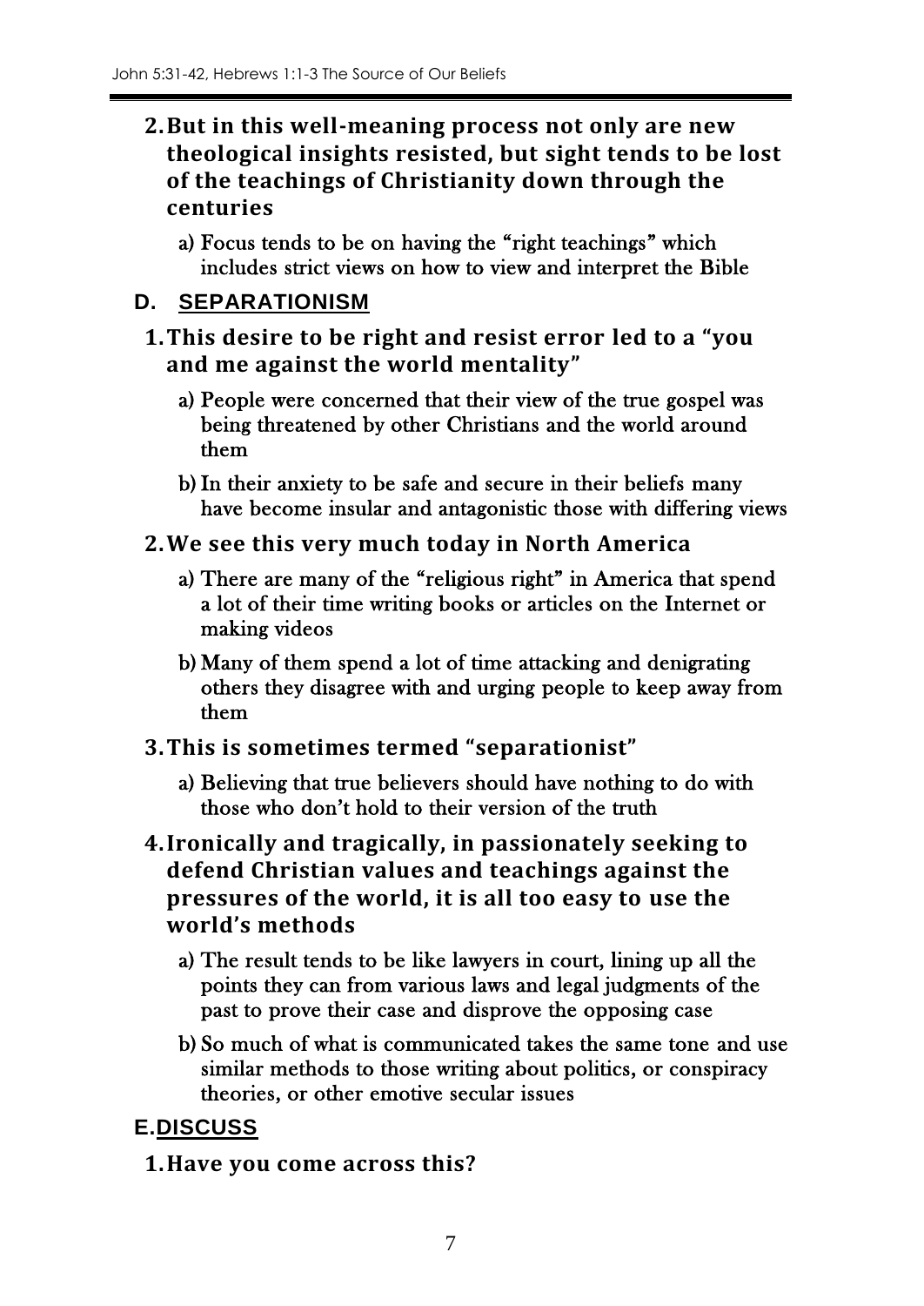2. **But in this well-meaning process not only are new theological insights resisted, but sight tends to be lost of the teachings of Christianity down through the centuries**

   a) Focus tends to be on having the "right teachings" which includes strict views on how to view and interpret the Bible

## D. SEPARATIONISM

1. **This desire to be right and resist error led to a "you and me against the world mentality"**

   a) People were concerned that their view of the true gospel was being threatened by other Christians and the world around them

   b) In their anxiety to be safe and secure in their beliefs many have become insular and antagonistic those with differing views

2. **We see this very much today in North America**

   a) There are many of the "religious right" in America that spend a lot of their time writing books or articles on the Internet or making videos

   b) Many of them spend a lot of time attacking and denigrating others they disagree with and urging people to keep away from them

3. **This is sometimes termed "separationist"**

   a) Believing that true believers should have nothing to do with those who don't hold to their version of the truth

4. **Ironically and tragically, in passionately seeking to defend Christian values and teachings against the pressures of the world, it is all too easy to use the world's methods**

   a) The result tends to be like lawyers in court, lining up all the points they can from various laws and legal judgments of the past to prove their case and disprove the opposing case

   b) So much of what is communicated takes the same tone and use similar methods to those writing about politics, or conspiracy theories, or other emotive secular issues

## E. DISCUSS

1. **Have you come across this?**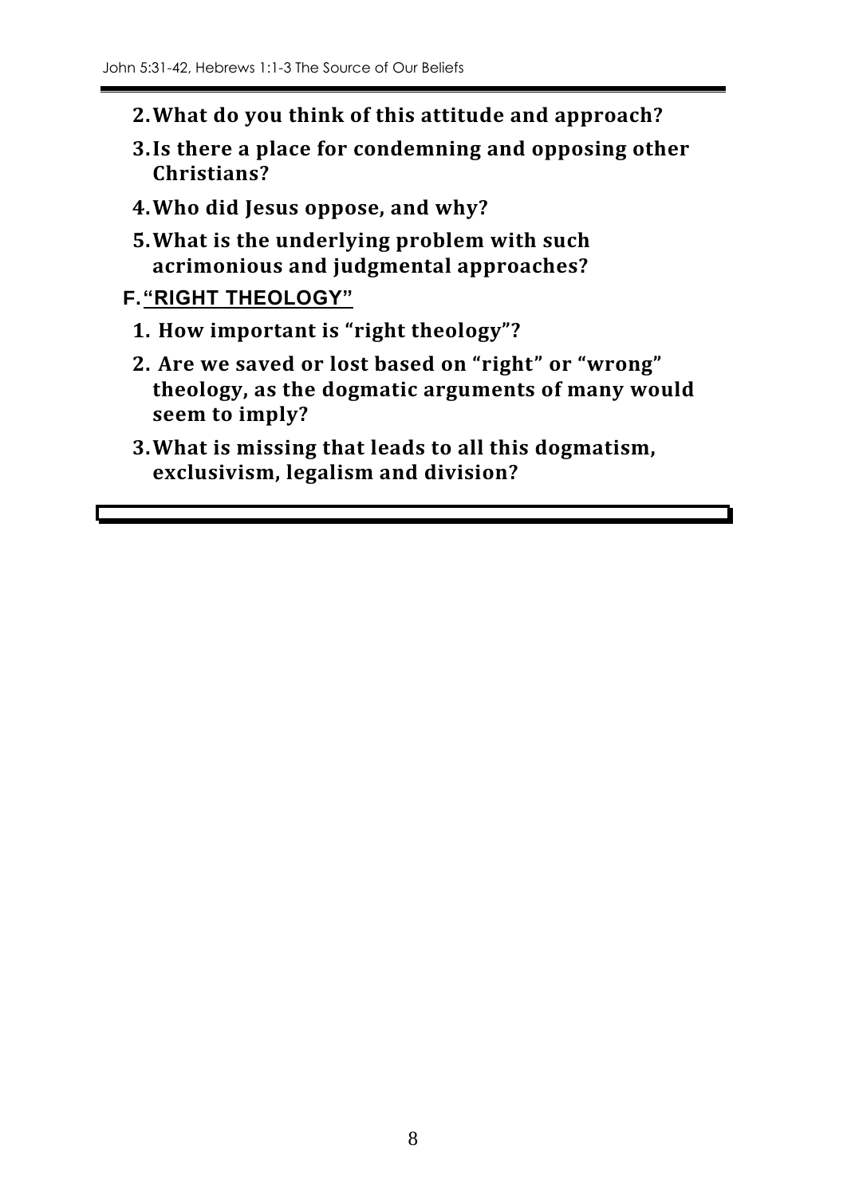2. **What do you think of this attitude and approach?**
3. **Is there a place for condemning and opposing other Christians?**
4. **Who did Jesus oppose, and why?**
5. **What is the underlying problem with such acrimonious and judgmental approaches?**

## F. “RIGHT THEOLOGY”

1. **How important is “right theology”?**
2. **Are we saved or lost based on “right” or “wrong” theology, as the dogmatic arguments of many would seem to imply?**
3. **What is missing that leads to all this dogmatism, exclusivism, legalism and division?**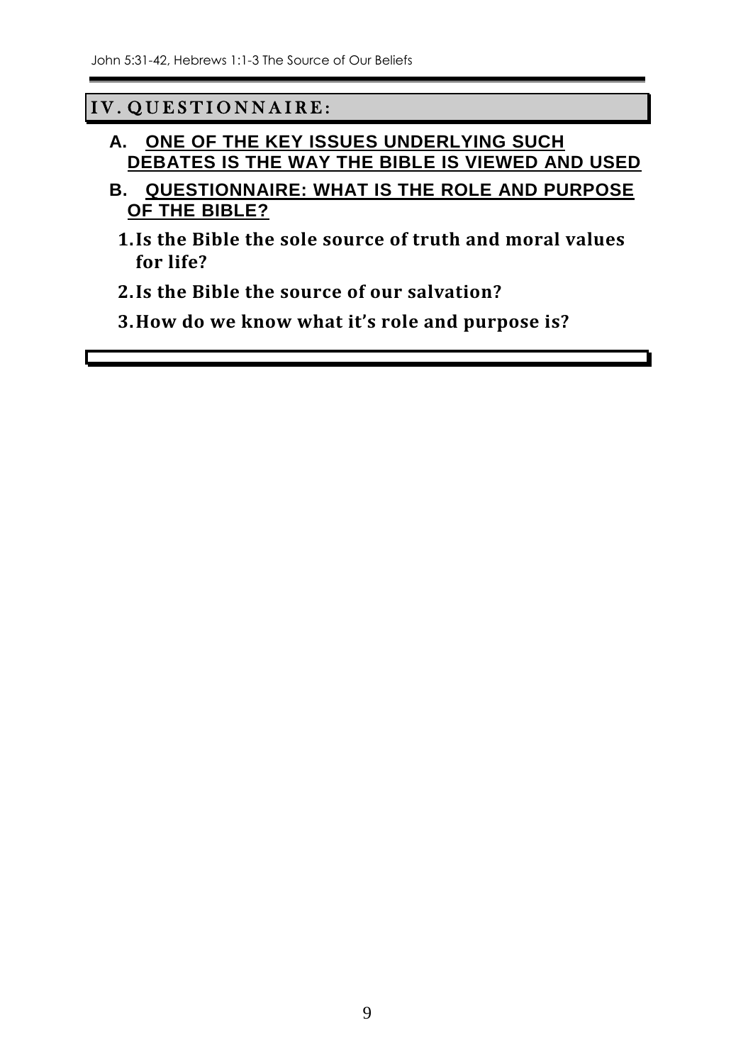## IV. QUESTIONNAIRE:

**A. ONE OF THE KEY ISSUES UNDERLYING SUCH DEBATES IS THE WAY THE BIBLE IS VIEWED AND USED**

**B. QUESTIONNAIRE: WHAT IS THE ROLE AND PURPOSE OF THE BIBLE?**

1. **Is the Bible the sole source of truth and moral values for life?**
2. **Is the Bible the source of our salvation?**
3. **How do we know what it's role and purpose is?**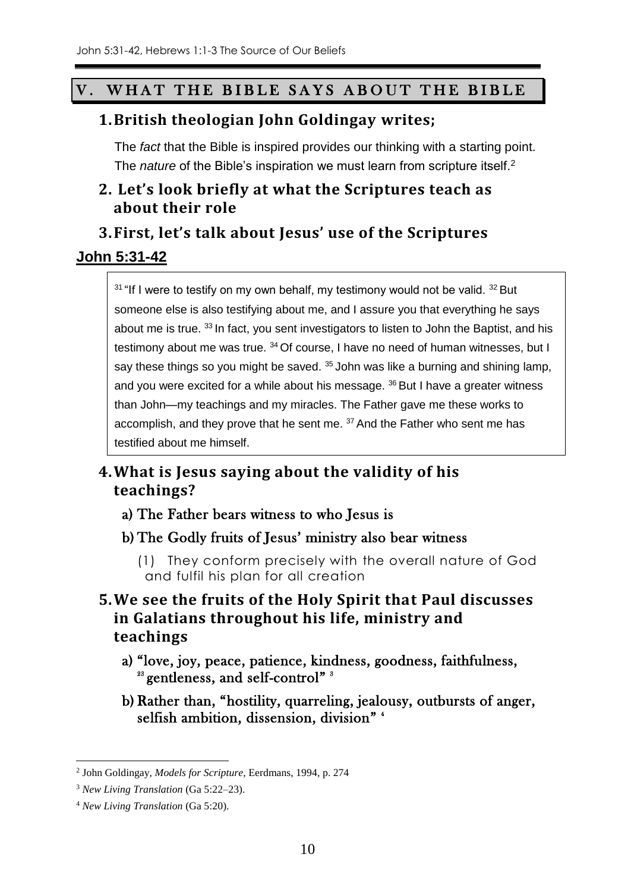## V. WHAT THE BIBLE SAYS ABOUT THE BIBLE

### 1. British theologian John Goldingay writes;

The *fact* that the Bible is inspired provides our thinking with a starting point. The *nature* of the Bible's inspiration we must learn from scripture itself.[2]

### 2. Let's look briefly at what the Scriptures teach as about their role

### 3. First, let's talk about Jesus' use of the Scriptures

**John 5:31-42**

> [31] "If I were to testify on my own behalf, my testimony would not be valid. [32] But someone else is also testifying about me, and I assure you that everything he says about me is true. [33] In fact, you sent investigators to listen to John the Baptist, and his testimony about me was true. [34] Of course, I have no need of human witnesses, but I say these things so you might be saved. [35] John was like a burning and shining lamp, and you were excited for a while about his message. [36] But I have a greater witness than John—my teachings and my miracles. The Father gave me these works to accomplish, and they prove that he sent me. [37] And the Father who sent me has testified about me himself.

### 4. What is Jesus saying about the validity of his teachings?

a) The Father bears witness to who Jesus is

b) The Godly fruits of Jesus' ministry also bear witness

(1) They conform precisely with the overall nature of God and fulfil his plan for all creation

### 5. We see the fruits of the Holy Spirit that Paul discusses in Galatians throughout his life, ministry and teachings

a) "love, joy, peace, patience, kindness, goodness, faithfulness, [23] gentleness, and self-control" [3]

b) Rather than, "hostility, quarreling, jealousy, outbursts of anger, selfish ambition, dissension, division" [4]

---

[2] John Goldingay, *Models for Scripture*, Eerdmans, 1994, p. 274

[3] *New Living Translation* (Ga 5:22–23).

[4] *New Living Translation* (Ga 5:20).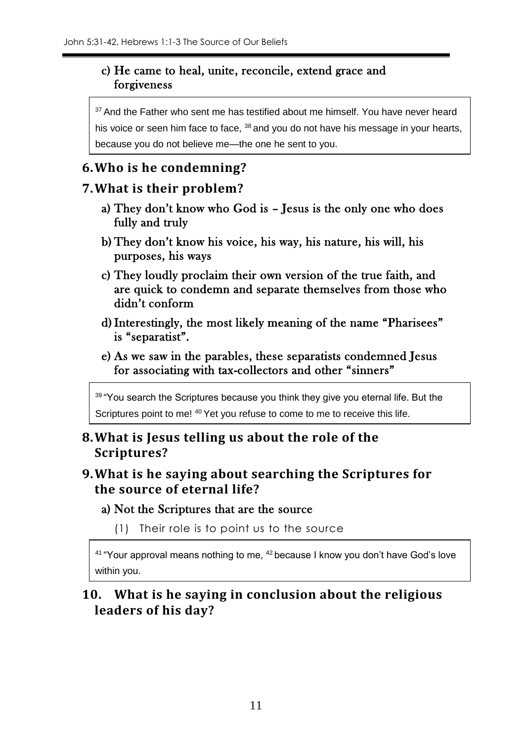c) He came to heal, unite, reconcile, extend grace and forgiveness

> [37] And the Father who sent me has testified about me himself. You have never heard his voice or seen him face to face, [38] and you do not have his message in your hearts, because you do not believe me—the one he sent to you.

## 6. Who is he condemning?

## 7. What is their problem?

a) They don't know who God is – Jesus is the only one who does fully and truly

b) They don't know his voice, his way, his nature, his will, his purposes, his ways

c) They loudly proclaim their own version of the true faith, and are quick to condemn and separate themselves from those who didn't conform

d) Interestingly, the most likely meaning of the name "Pharisees" is "separatist".

e) As we saw in the parables, these separatists condemned Jesus for associating with tax-collectors and other "sinners"

> [39] "You search the Scriptures because you think they give you eternal life. But the Scriptures point to me! [40] Yet you refuse to come to me to receive this life.

## 8. What is Jesus telling us about the role of the Scriptures?

## 9. What is he saying about searching the Scriptures for the source of eternal life?

a) Not the Scriptures that are the source

(1) Their role is to point us to the source

> [41] "Your approval means nothing to me, [42] because I know you don't have God's love within you.

## 10. What is he saying in conclusion about the religious leaders of his day?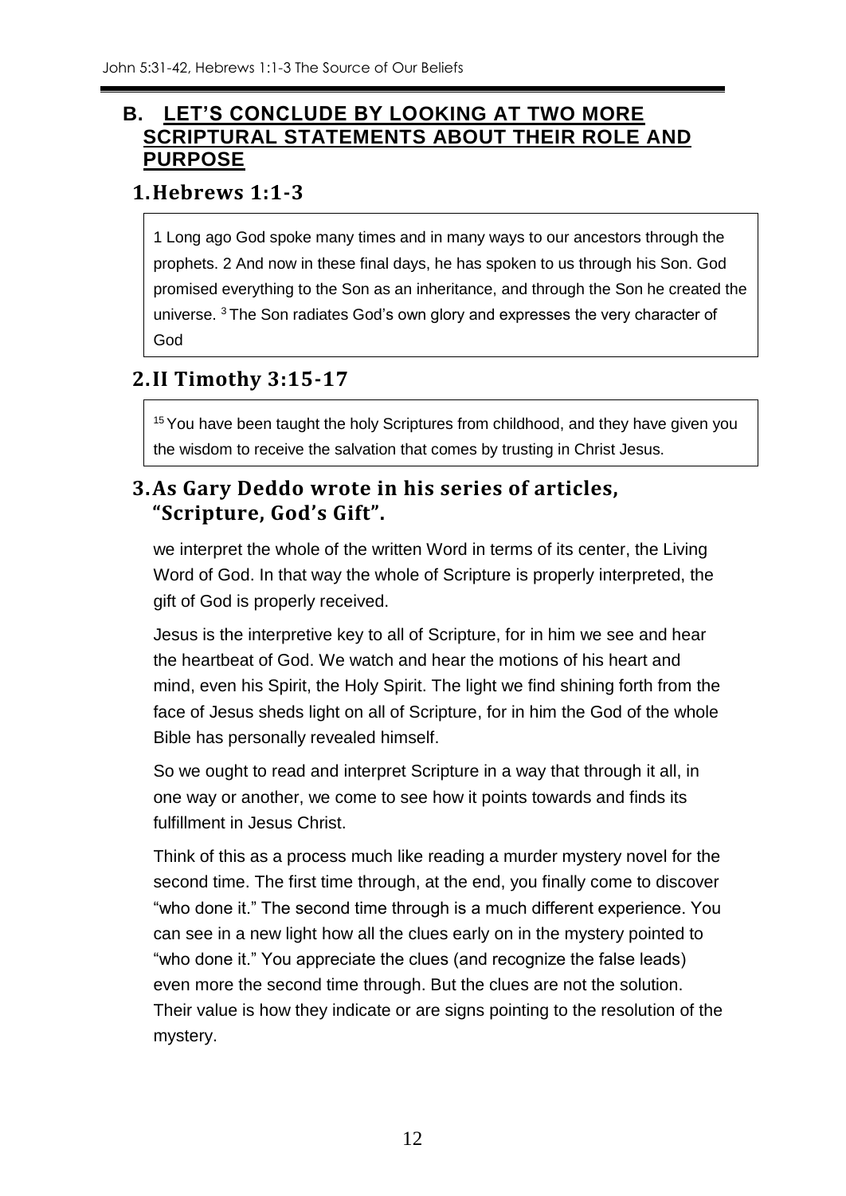## B. LET'S CONCLUDE BY LOOKING AT TWO MORE SCRIPTURAL STATEMENTS ABOUT THEIR ROLE AND PURPOSE

### 1. Hebrews 1:1-3

> 1 Long ago God spoke many times and in many ways to our ancestors through the prophets. 2 And now in these final days, he has spoken to us through his Son. God promised everything to the Son as an inheritance, and through the Son he created the universe. 3 The Son radiates God's own glory and expresses the very character of God

### 2. II Timothy 3:15-17

> 15 You have been taught the holy Scriptures from childhood, and they have given you the wisdom to receive the salvation that comes by trusting in Christ Jesus.

### 3. As Gary Deddo wrote in his series of articles, "Scripture, God's Gift".

we interpret the whole of the written Word in terms of its center, the Living Word of God. In that way the whole of Scripture is properly interpreted, the gift of God is properly received.

Jesus is the interpretive key to all of Scripture, for in him we see and hear the heartbeat of God. We watch and hear the motions of his heart and mind, even his Spirit, the Holy Spirit. The light we find shining forth from the face of Jesus sheds light on all of Scripture, for in him the God of the whole Bible has personally revealed himself.

So we ought to read and interpret Scripture in a way that through it all, in one way or another, we come to see how it points towards and finds its fulfillment in Jesus Christ.

Think of this as a process much like reading a murder mystery novel for the second time. The first time through, at the end, you finally come to discover "who done it." The second time through is a much different experience. You can see in a new light how all the clues early on in the mystery pointed to "who done it." You appreciate the clues (and recognize the false leads) even more the second time through. But the clues are not the solution. Their value is how they indicate or are signs pointing to the resolution of the mystery.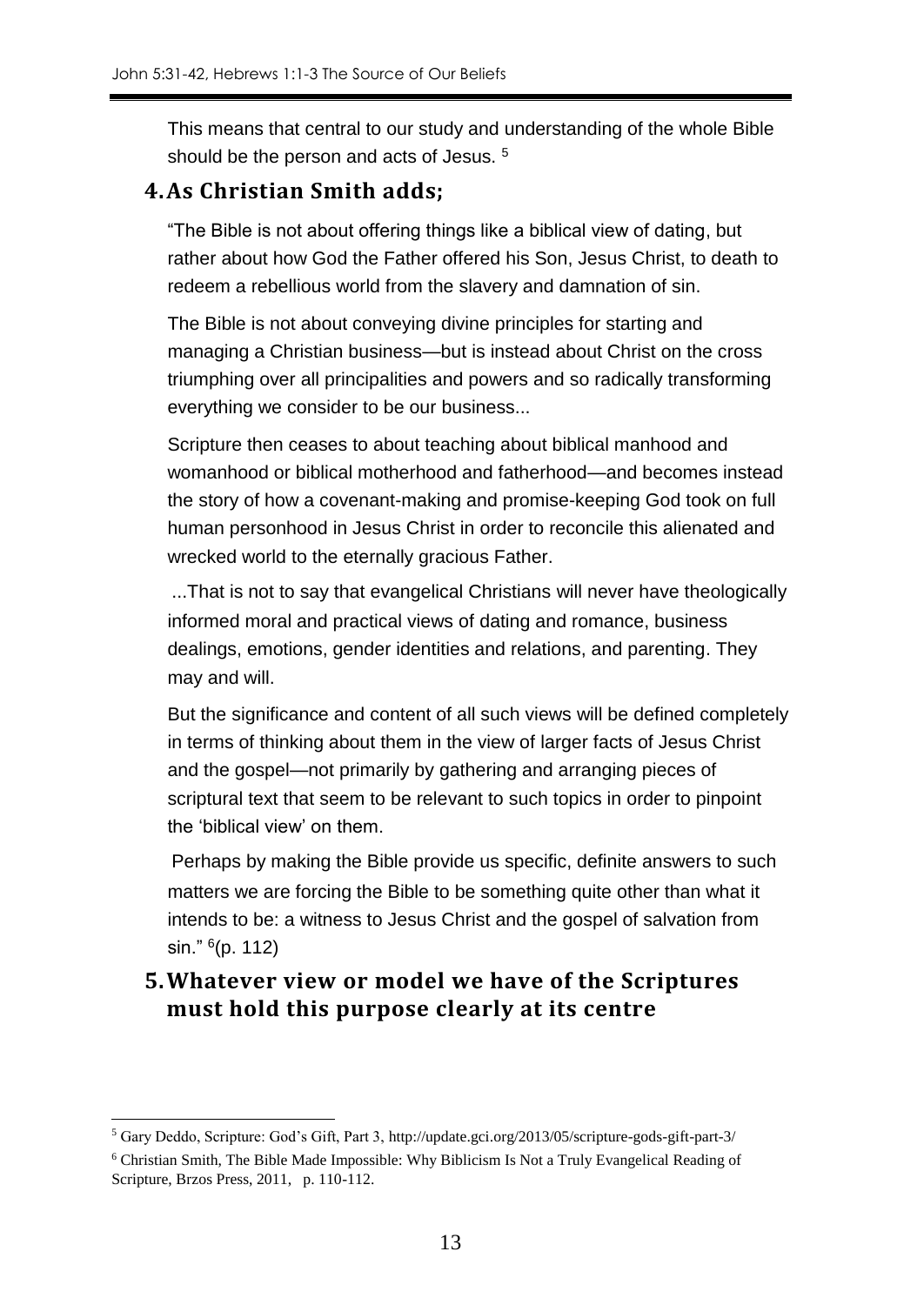This means that central to our study and understanding of the whole Bible should be the person and acts of Jesus. [5]

## 4. As Christian Smith adds;

"The Bible is not about offering things like a biblical view of dating, but rather about how God the Father offered his Son, Jesus Christ, to death to redeem a rebellious world from the slavery and damnation of sin.

The Bible is not about conveying divine principles for starting and managing a Christian business—but is instead about Christ on the cross triumphing over all principalities and powers and so radically transforming everything we consider to be our business...

Scripture then ceases to about teaching about biblical manhood and womanhood or biblical motherhood and fatherhood—and becomes instead the story of how a covenant-making and promise-keeping God took on full human personhood in Jesus Christ in order to reconcile this alienated and wrecked world to the eternally gracious Father.

...That is not to say that evangelical Christians will never have theologically informed moral and practical views of dating and romance, business dealings, emotions, gender identities and relations, and parenting. They may and will.

But the significance and content of all such views will be defined completely in terms of thinking about them in the view of larger facts of Jesus Christ and the gospel—not primarily by gathering and arranging pieces of scriptural text that seem to be relevant to such topics in order to pinpoint the 'biblical view' on them.

Perhaps by making the Bible provide us specific, definite answers to such matters we are forcing the Bible to be something quite other than what it intends to be: a witness to Jesus Christ and the gospel of salvation from sin." [6](p. 112)

## 5. Whatever view or model we have of the Scriptures must hold this purpose clearly at its centre

---

[5] Gary Deddo, Scripture: God's Gift, Part 3, http://update.gci.org/2013/05/scripture-gods-gift-part-3/

[6] Christian Smith, The Bible Made Impossible: Why Biblicism Is Not a Truly Evangelical Reading of Scripture, Brzos Press, 2011, p. 110-112.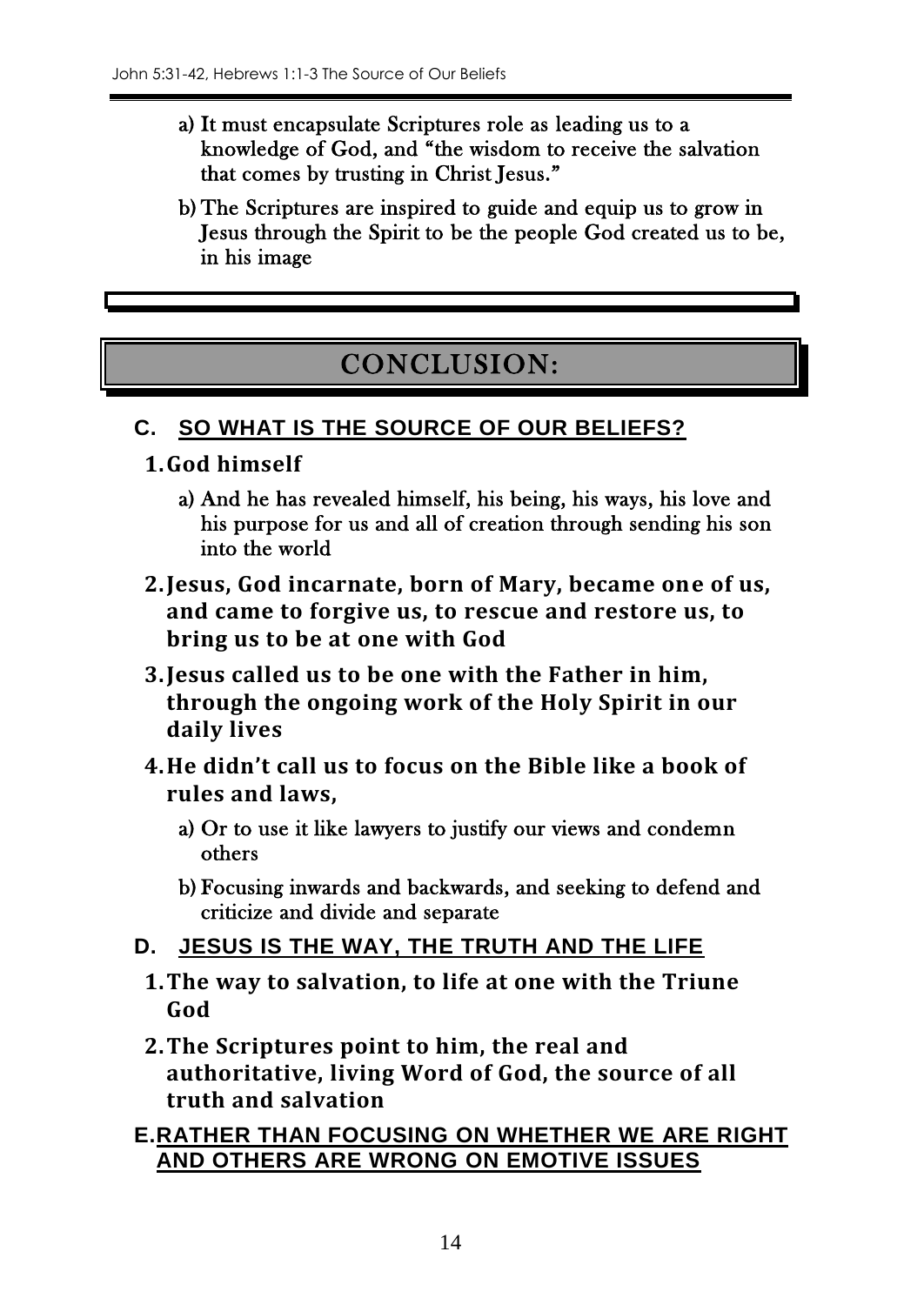a) It must encapsulate Scriptures role as leading us to a knowledge of God, and "the wisdom to receive the salvation that comes by trusting in Christ Jesus."

b) The Scriptures are inspired to guide and equip us to grow in Jesus through the Spirit to be the people God created us to be, in his image

# CONCLUSION:

## C. SO WHAT IS THE SOURCE OF OUR BELIEFS?

**1. God himself**

a) And he has revealed himself, his being, his ways, his love and his purpose for us and all of creation through sending his son into the world

**2. Jesus, God incarnate, born of Mary, became one of us, and came to forgive us, to rescue and restore us, to bring us to be at one with God**

**3. Jesus called us to be one with the Father in him, through the ongoing work of the Holy Spirit in our daily lives**

**4. He didn't call us to focus on the Bible like a book of rules and laws,**

a) Or to use it like lawyers to justify our views and condemn others

b) Focusing inwards and backwards, and seeking to defend and criticize and divide and separate

## D. JESUS IS THE WAY, THE TRUTH AND THE LIFE

**1. The way to salvation, to life at one with the Triune God**

**2. The Scriptures point to him, the real and authoritative, living Word of God, the source of all truth and salvation**

## E. RATHER THAN FOCUSING ON WHETHER WE ARE RIGHT AND OTHERS ARE WRONG ON EMOTIVE ISSUES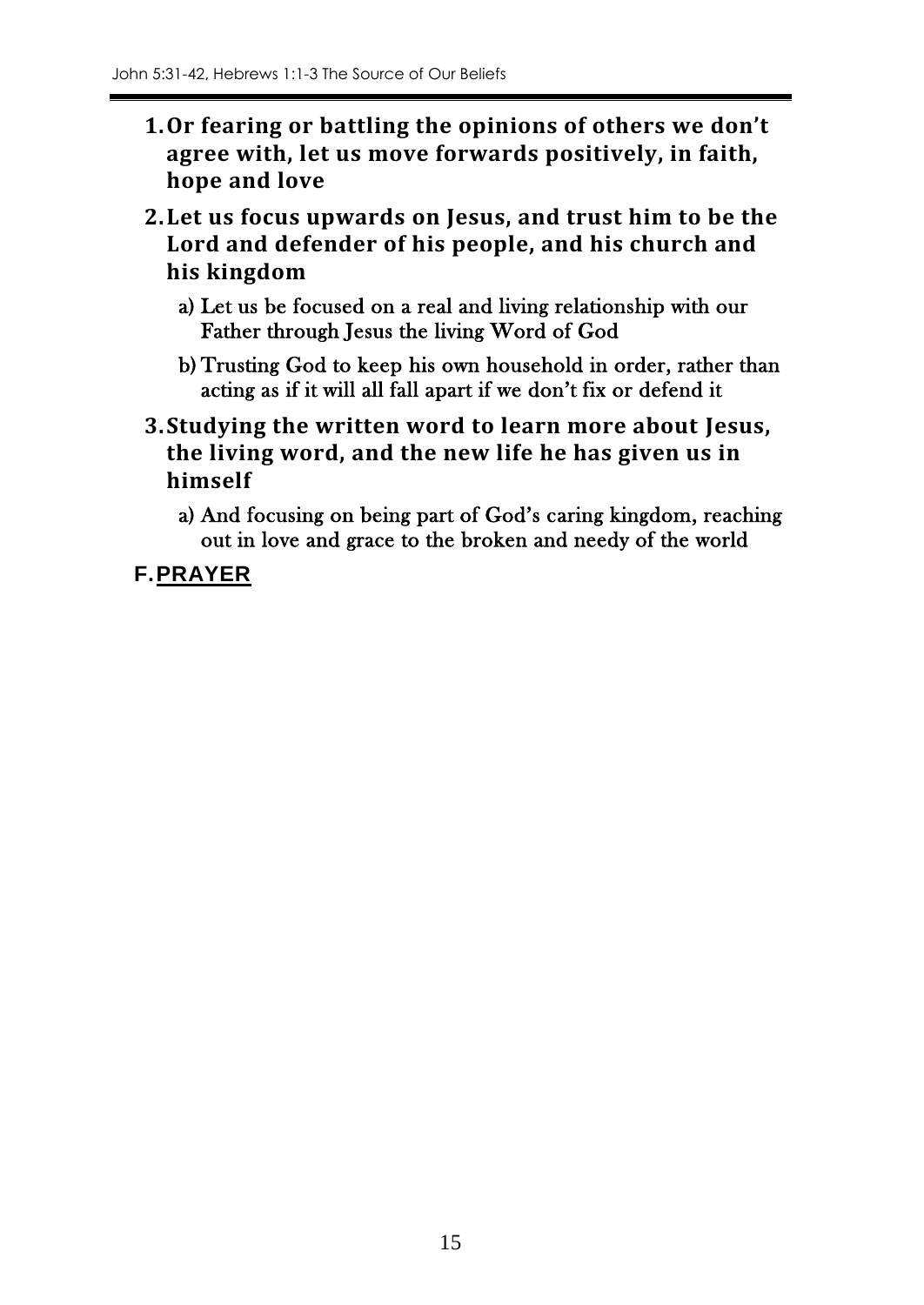1. **Or fearing or battling the opinions of others we don't agree with, let us move forwards positively, in faith, hope and love**
2. **Let us focus upwards on Jesus, and trust him to be the Lord and defender of his people, and his church and his kingdom**
   a) Let us be focused on a real and living relationship with our Father through Jesus the living Word of God
   b) Trusting God to keep his own household in order, rather than acting as if it will all fall apart if we don't fix or defend it
3. **Studying the written word to learn more about Jesus, the living word, and the new life he has given us in himself**
   a) And focusing on being part of God's caring kingdom, reaching out in love and grace to the broken and needy of the world

## F. PRAYER